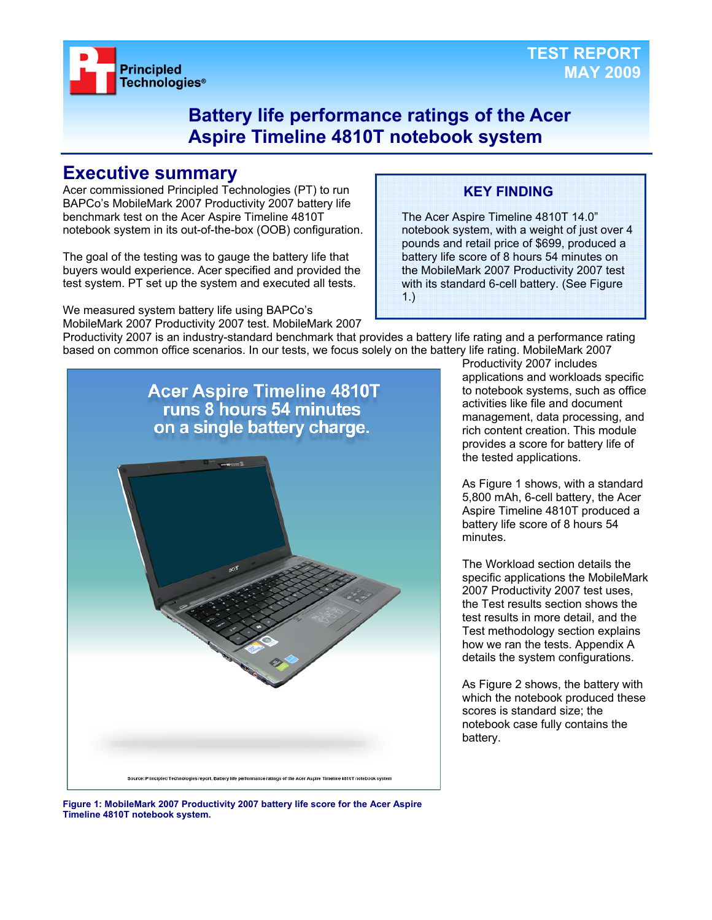TEST REPORT
MAY 2009

# Battery life performance ratings of the Acer Aspire Timeline 4810T notebook system

## Executive summary

Acer commissioned Principled Technologies (PT) to run BAPCo's MobileMark 2007 Productivity 2007 battery life benchmark test on the Acer Aspire Timeline 4810T notebook system in its out-of-the-box (OOB) configuration.

The goal of the testing was to gauge the battery life that buyers would experience. Acer specified and provided the test system. PT set up the system and executed all tests.

> **KEY FINDING**
>
> The Acer Aspire Timeline 4810T 14.0" notebook system, with a weight of just over 4 pounds and retail price of $699, produced a battery life score of 8 hours 54 minutes on the MobileMark 2007 Productivity 2007 test with its standard 6-cell battery. (See Figure 1.)

We measured system battery life using BAPCo's MobileMark 2007 Productivity 2007 test. MobileMark 2007 Productivity 2007 is an industry-standard benchmark that provides a battery life rating and a performance rating based on common office scenarios. In our tests, we focus solely on the battery life rating. MobileMark 2007 Productivity 2007 includes applications and workloads specific to notebook systems, such as office activities like file and document management, data processing, and rich content creation. This module provides a score for battery life of the tested applications.

As Figure 1 shows, with a standard 5,800 mAh, 6-cell battery, the Acer Aspire Timeline 4810T produced a battery life score of 8 hours 54 minutes.

The Workload section details the specific applications the MobileMark 2007 Productivity 2007 test uses, the Test results section shows the test results in more detail, and the Test methodology section explains how we ran the tests. Appendix A details the system configurations.

As Figure 2 shows, the battery with which the notebook produced these scores is standard size; the notebook case fully contains the battery.

Acer Aspire Timeline 4810T runs 8 hours 54 minutes on a single battery charge.

Source: Principled Technologies report, Battery life performance ratings of the Acer Aspire Timeline 4810T notebook system

**Figure 1: MobileMark 2007 Productivity 2007 battery life score for the Acer Aspire Timeline 4810T notebook system.**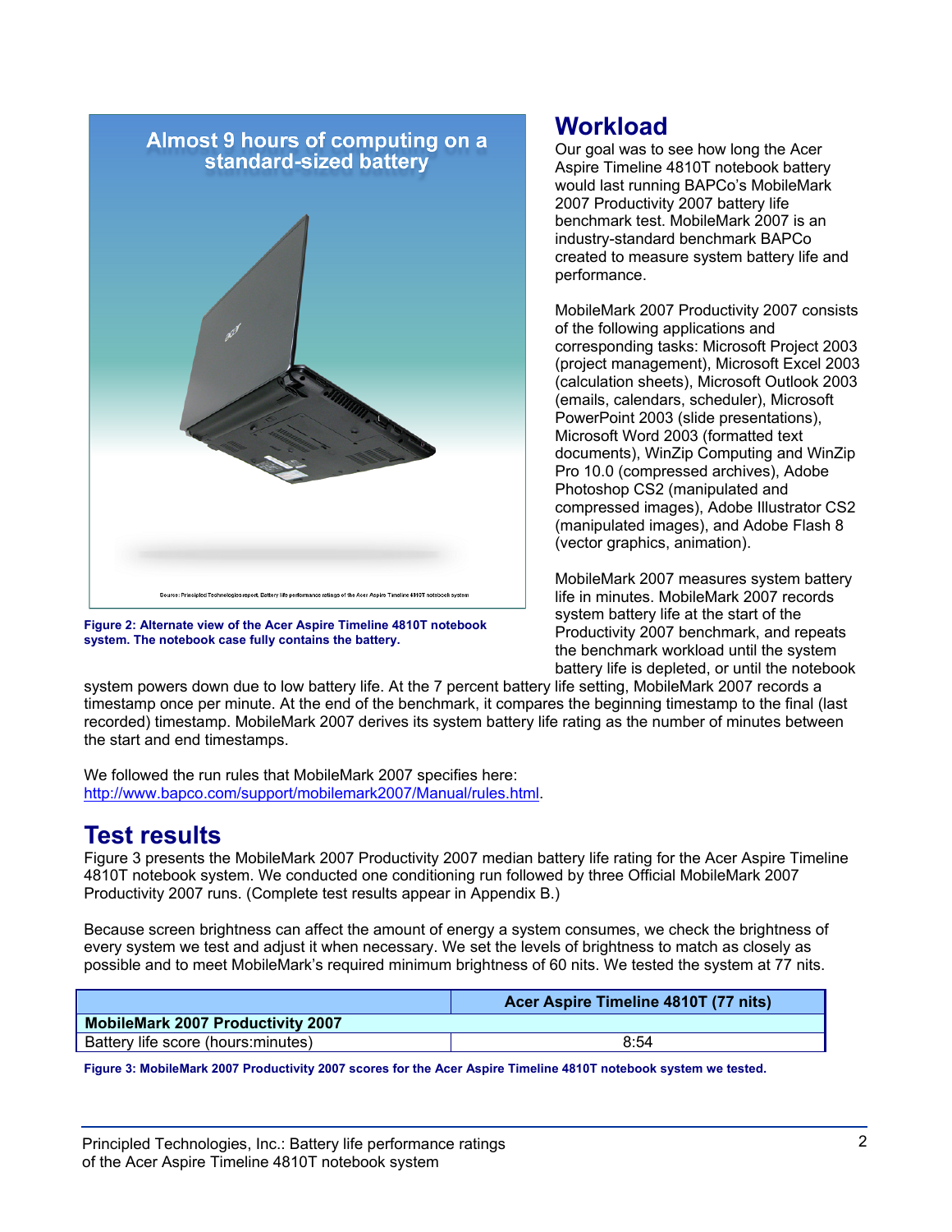Figure 2: Alternate view of the Acer Aspire Timeline 4810T notebook system. The notebook case fully contains the battery.

## Workload

Our goal was to see how long the Acer Aspire Timeline 4810T notebook battery would last running BAPCo's MobileMark 2007 Productivity 2007 battery life benchmark test. MobileMark 2007 is an industry-standard benchmark BAPCo created to measure system battery life and performance.

MobileMark 2007 Productivity 2007 consists of the following applications and corresponding tasks: Microsoft Project 2003 (project management), Microsoft Excel 2003 (calculation sheets), Microsoft Outlook 2003 (emails, calendars, scheduler), Microsoft PowerPoint 2003 (slide presentations), Microsoft Word 2003 (formatted text documents), WinZip Computing and WinZip Pro 10.0 (compressed archives), Adobe Photoshop CS2 (manipulated and compressed images), Adobe Illustrator CS2 (manipulated images), and Adobe Flash 8 (vector graphics, animation).

MobileMark 2007 measures system battery life in minutes. MobileMark 2007 records system battery life at the start of the Productivity 2007 benchmark, and repeats the benchmark workload until the system battery life is depleted, or until the notebook system powers down due to low battery life. At the 7 percent battery life setting, MobileMark 2007 records a timestamp once per minute. At the end of the benchmark, it compares the beginning timestamp to the final (last recorded) timestamp. MobileMark 2007 derives its system battery life rating as the number of minutes between the start and end timestamps.

We followed the run rules that MobileMark 2007 specifies here: http://www.bapco.com/support/mobilemark2007/Manual/rules.html.

## Test results

Figure 3 presents the MobileMark 2007 Productivity 2007 median battery life rating for the Acer Aspire Timeline 4810T notebook system. We conducted one conditioning run followed by three Official MobileMark 2007 Productivity 2007 runs. (Complete test results appear in Appendix B.)

Because screen brightness can affect the amount of energy a system consumes, we check the brightness of every system we test and adjust it when necessary. We set the levels of brightness to match as closely as possible and to meet MobileMark's required minimum brightness of 60 nits. We tested the system at 77 nits.

| | Acer Aspire Timeline 4810T (77 nits) |
|---|---|
| **MobileMark 2007 Productivity 2007** | |
| Battery life score (hours:minutes) | 8:54 |

Figure 3: MobileMark 2007 Productivity 2007 scores for the Acer Aspire Timeline 4810T notebook system we tested.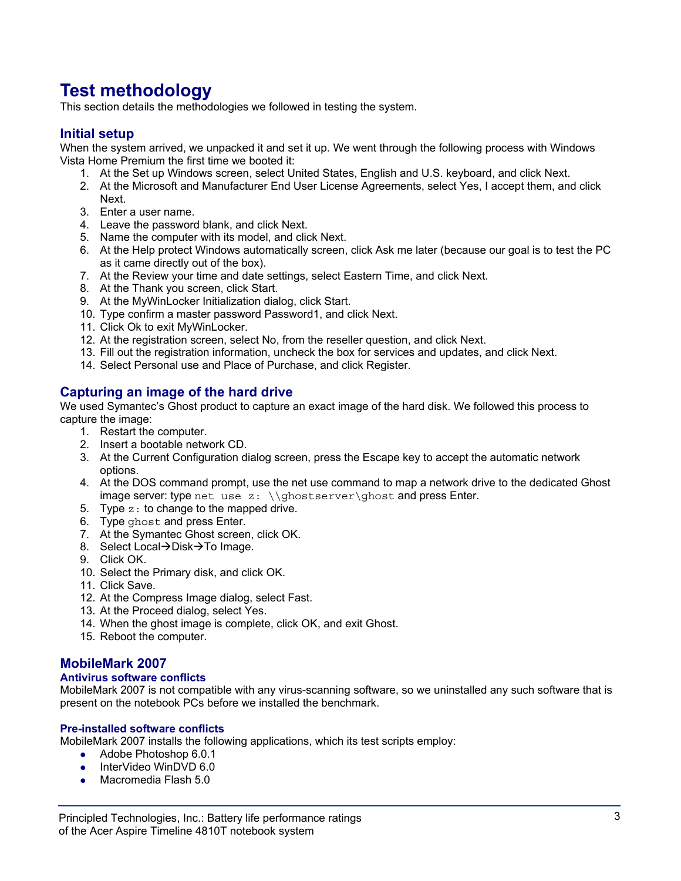# Test methodology

This section details the methodologies we followed in testing the system.

## Initial setup

When the system arrived, we unpacked it and set it up. We went through the following process with Windows Vista Home Premium the first time we booted it:

1. At the Set up Windows screen, select United States, English and U.S. keyboard, and click Next.
2. At the Microsoft and Manufacturer End User License Agreements, select Yes, I accept them, and click Next.
3. Enter a user name.
4. Leave the password blank, and click Next.
5. Name the computer with its model, and click Next.
6. At the Help protect Windows automatically screen, click Ask me later (because our goal is to test the PC as it came directly out of the box).
7. At the Review your time and date settings, select Eastern Time, and click Next.
8. At the Thank you screen, click Start.
9. At the MyWinLocker Initialization dialog, click Start.
10. Type confirm a master password Password1, and click Next.
11. Click Ok to exit MyWinLocker.
12. At the registration screen, select No, from the reseller question, and click Next.
13. Fill out the registration information, uncheck the box for services and updates, and click Next.
14. Select Personal use and Place of Purchase, and click Register.

## Capturing an image of the hard drive

We used Symantec's Ghost product to capture an exact image of the hard disk. We followed this process to capture the image:

1. Restart the computer.
2. Insert a bootable network CD.
3. At the Current Configuration dialog screen, press the Escape key to accept the automatic network options.
4. At the DOS command prompt, use the net use command to map a network drive to the dedicated Ghost image server: type `net use z: \\ghostserver\ghost` and press Enter.
5. Type `z:` to change to the mapped drive.
6. Type `ghost` and press Enter.
7. At the Symantec Ghost screen, click OK.
8. Select Local→Disk→To Image.
9. Click OK.
10. Select the Primary disk, and click OK.
11. Click Save.
12. At the Compress Image dialog, select Fast.
13. At the Proceed dialog, select Yes.
14. When the ghost image is complete, click OK, and exit Ghost.
15. Reboot the computer.

## MobileMark 2007

### Antivirus software conflicts

MobileMark 2007 is not compatible with any virus-scanning software, so we uninstalled any such software that is present on the notebook PCs before we installed the benchmark.

### Pre-installed software conflicts

MobileMark 2007 installs the following applications, which its test scripts employ:

- Adobe Photoshop 6.0.1
- InterVideo WinDVD 6.0
- Macromedia Flash 5.0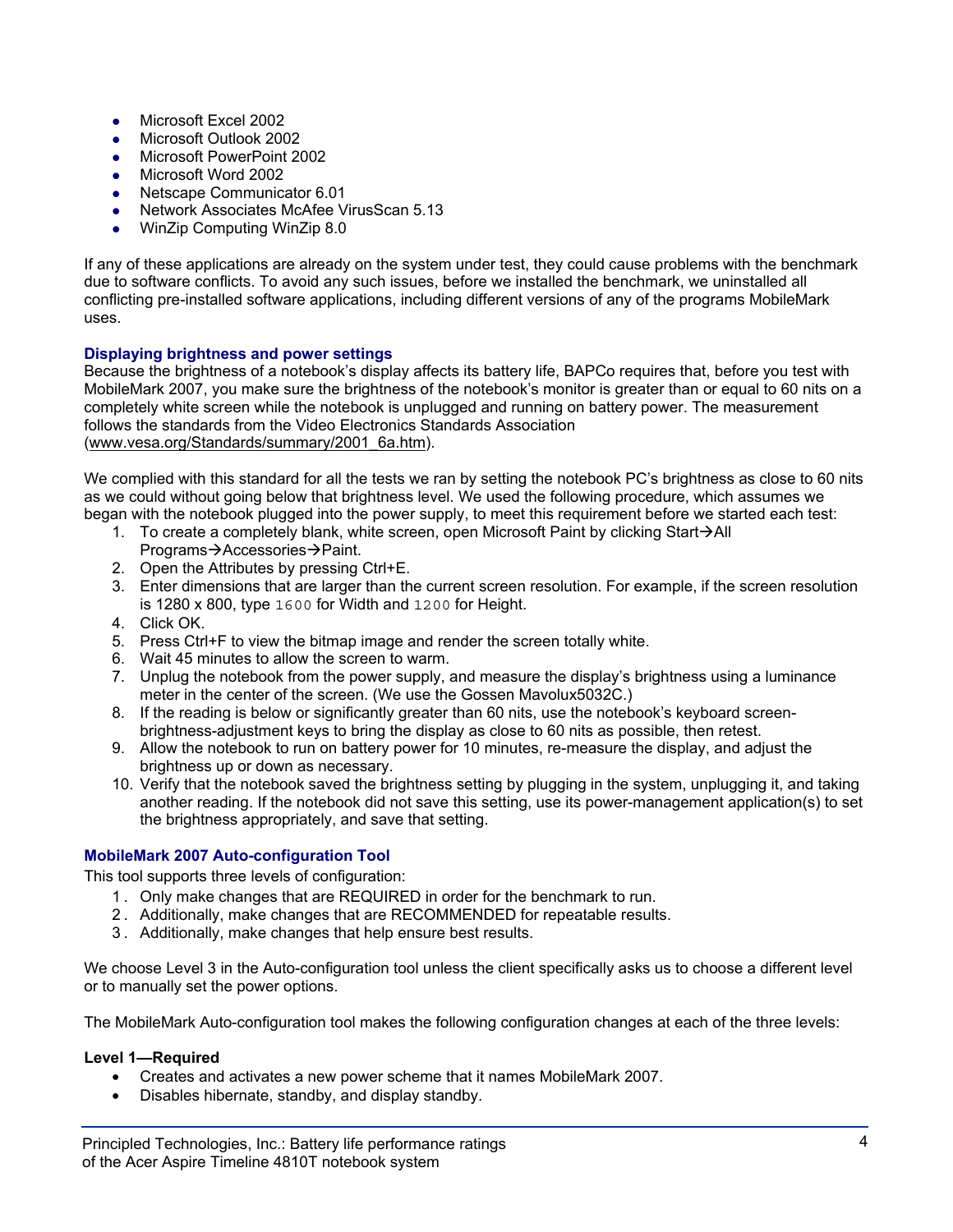- Microsoft Excel 2002
- Microsoft Outlook 2002
- Microsoft PowerPoint 2002
- Microsoft Word 2002
- Netscape Communicator 6.01
- Network Associates McAfee VirusScan 5.13
- WinZip Computing WinZip 8.0

If any of these applications are already on the system under test, they could cause problems with the benchmark due to software conflicts. To avoid any such issues, before we installed the benchmark, we uninstalled all conflicting pre-installed software applications, including different versions of any of the programs MobileMark uses.

### Displaying brightness and power settings

Because the brightness of a notebook's display affects its battery life, BAPCo requires that, before you test with MobileMark 2007, you make sure the brightness of the notebook's monitor is greater than or equal to 60 nits on a completely white screen while the notebook is unplugged and running on battery power. The measurement follows the standards from the Video Electronics Standards Association (www.vesa.org/Standards/summary/2001_6a.htm).

We complied with this standard for all the tests we ran by setting the notebook PC's brightness as close to 60 nits as we could without going below that brightness level. We used the following procedure, which assumes we began with the notebook plugged into the power supply, to meet this requirement before we started each test:

1. To create a completely blank, white screen, open Microsoft Paint by clicking Start→All Programs→Accessories→Paint.
2. Open the Attributes by pressing Ctrl+E.
3. Enter dimensions that are larger than the current screen resolution. For example, if the screen resolution is 1280 x 800, type `1600` for Width and `1200` for Height.
4. Click OK.
5. Press Ctrl+F to view the bitmap image and render the screen totally white.
6. Wait 45 minutes to allow the screen to warm.
7. Unplug the notebook from the power supply, and measure the display's brightness using a luminance meter in the center of the screen. (We use the Gossen Mavolux5032C.)
8. If the reading is below or significantly greater than 60 nits, use the notebook's keyboard screen-brightness-adjustment keys to bring the display as close to 60 nits as possible, then retest.
9. Allow the notebook to run on battery power for 10 minutes, re-measure the display, and adjust the brightness up or down as necessary.
10. Verify that the notebook saved the brightness setting by plugging in the system, unplugging it, and taking another reading. If the notebook did not save this setting, use its power-management application(s) to set the brightness appropriately, and save that setting.

### MobileMark 2007 Auto-configuration Tool

This tool supports three levels of configuration:

1. Only make changes that are REQUIRED in order for the benchmark to run.
2. Additionally, make changes that are RECOMMENDED for repeatable results.
3. Additionally, make changes that help ensure best results.

We choose Level 3 in the Auto-configuration tool unless the client specifically asks us to choose a different level or to manually set the power options.

The MobileMark Auto-configuration tool makes the following configuration changes at each of the three levels:

**Level 1—Required**

- Creates and activates a new power scheme that it names MobileMark 2007.
- Disables hibernate, standby, and display standby.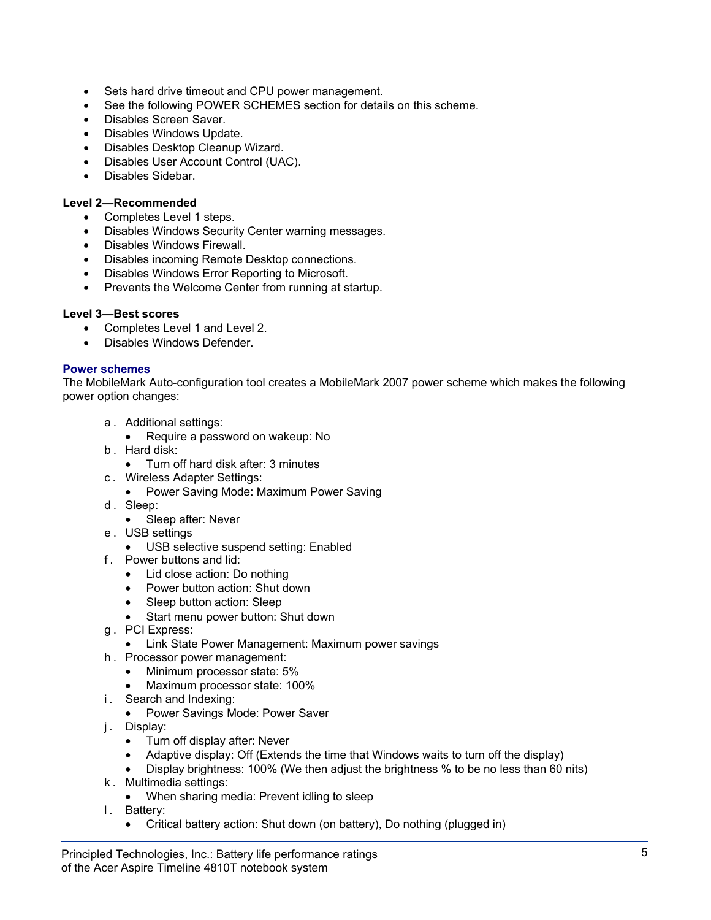- Sets hard drive timeout and CPU power management.
- See the following POWER SCHEMES section for details on this scheme.
- Disables Screen Saver.
- Disables Windows Update.
- Disables Desktop Cleanup Wizard.
- Disables User Account Control (UAC).
- Disables Sidebar.

**Level 2—Recommended**

- Completes Level 1 steps.
- Disables Windows Security Center warning messages.
- Disables Windows Firewall.
- Disables incoming Remote Desktop connections.
- Disables Windows Error Reporting to Microsoft.
- Prevents the Welcome Center from running at startup.

**Level 3—Best scores**

- Completes Level 1 and Level 2.
- Disables Windows Defender.

### Power schemes

The MobileMark Auto-configuration tool creates a MobileMark 2007 power scheme which makes the following power option changes:

a. Additional settings:
   - Require a password on wakeup: No

b. Hard disk:
   - Turn off hard disk after: 3 minutes

c. Wireless Adapter Settings:
   - Power Saving Mode: Maximum Power Saving

d. Sleep:
   - Sleep after: Never

e. USB settings
   - USB selective suspend setting: Enabled

f. Power buttons and lid:
   - Lid close action: Do nothing
   - Power button action: Shut down
   - Sleep button action: Sleep
   - Start menu power button: Shut down

g. PCI Express:
   - Link State Power Management: Maximum power savings

h. Processor power management:
   - Minimum processor state: 5%
   - Maximum processor state: 100%

i. Search and Indexing:
   - Power Savings Mode: Power Saver

j. Display:
   - Turn off display after: Never
   - Adaptive display: Off (Extends the time that Windows waits to turn off the display)
   - Display brightness: 100% (We then adjust the brightness % to be no less than 60 nits)

k. Multimedia settings:
   - When sharing media: Prevent idling to sleep

l. Battery:
   - Critical battery action: Shut down (on battery), Do nothing (plugged in)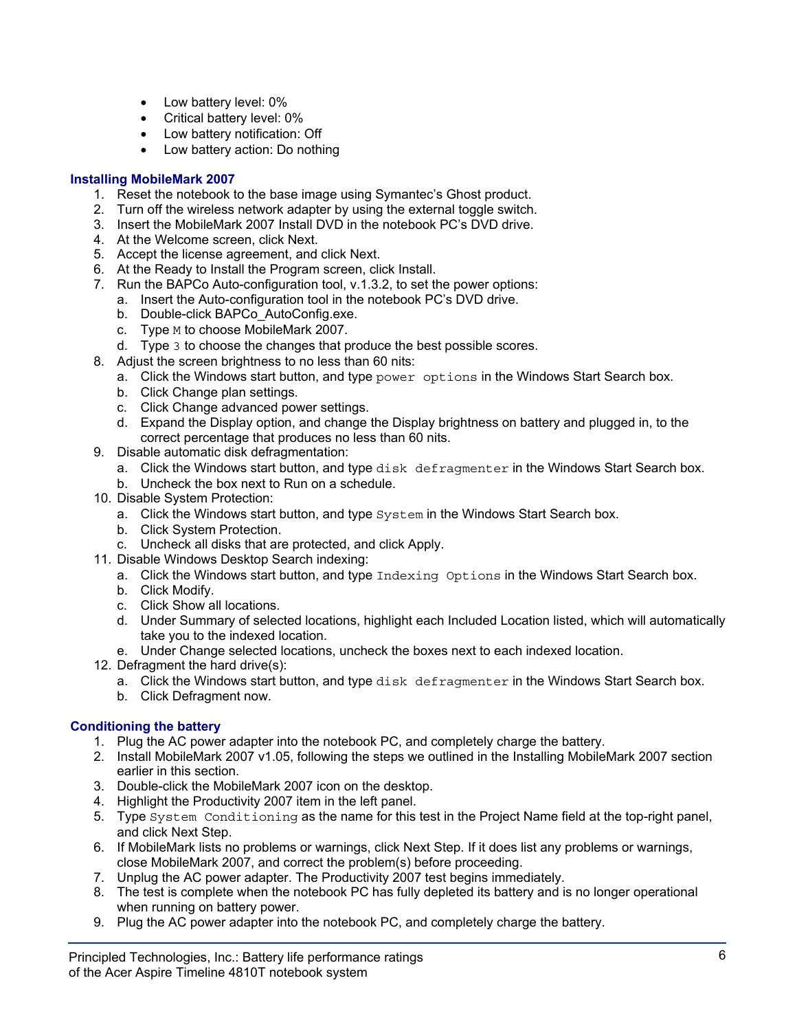- Low battery level: 0%
- Critical battery level: 0%
- Low battery notification: Off
- Low battery action: Do nothing

### Installing MobileMark 2007

1. Reset the notebook to the base image using Symantec's Ghost product.
2. Turn off the wireless network adapter by using the external toggle switch.
3. Insert the MobileMark 2007 Install DVD in the notebook PC's DVD drive.
4. At the Welcome screen, click Next.
5. Accept the license agreement, and click Next.
6. At the Ready to Install the Program screen, click Install.
7. Run the BAPCo Auto-configuration tool, v.1.3.2, to set the power options:
   a. Insert the Auto-configuration tool in the notebook PC's DVD drive.
   b. Double-click BAPCo_AutoConfig.exe.
   c. Type `M` to choose MobileMark 2007.
   d. Type `3` to choose the changes that produce the best possible scores.
8. Adjust the screen brightness to no less than 60 nits:
   a. Click the Windows start button, and type `power options` in the Windows Start Search box.
   b. Click Change plan settings.
   c. Click Change advanced power settings.
   d. Expand the Display option, and change the Display brightness on battery and plugged in, to the correct percentage that produces no less than 60 nits.
9. Disable automatic disk defragmentation:
   a. Click the Windows start button, and type `disk defragmenter` in the Windows Start Search box.
   b. Uncheck the box next to Run on a schedule.
10. Disable System Protection:
    a. Click the Windows start button, and type `System` in the Windows Start Search box.
    b. Click System Protection.
    c. Uncheck all disks that are protected, and click Apply.
11. Disable Windows Desktop Search indexing:
    a. Click the Windows start button, and type `Indexing Options` in the Windows Start Search box.
    b. Click Modify.
    c. Click Show all locations.
    d. Under Summary of selected locations, highlight each Included Location listed, which will automatically take you to the indexed location.
    e. Under Change selected locations, uncheck the boxes next to each indexed location.
12. Defragment the hard drive(s):
    a. Click the Windows start button, and type `disk defragmenter` in the Windows Start Search box.
    b. Click Defragment now.

### Conditioning the battery

1. Plug the AC power adapter into the notebook PC, and completely charge the battery.
2. Install MobileMark 2007 v1.05, following the steps we outlined in the Installing MobileMark 2007 section earlier in this section.
3. Double-click the MobileMark 2007 icon on the desktop.
4. Highlight the Productivity 2007 item in the left panel.
5. Type `System Conditioning` as the name for this test in the Project Name field at the top-right panel, and click Next Step.
6. If MobileMark lists no problems or warnings, click Next Step. If it does list any problems or warnings, close MobileMark 2007, and correct the problem(s) before proceeding.
7. Unplug the AC power adapter. The Productivity 2007 test begins immediately.
8. The test is complete when the notebook PC has fully depleted its battery and is no longer operational when running on battery power.
9. Plug the AC power adapter into the notebook PC, and completely charge the battery.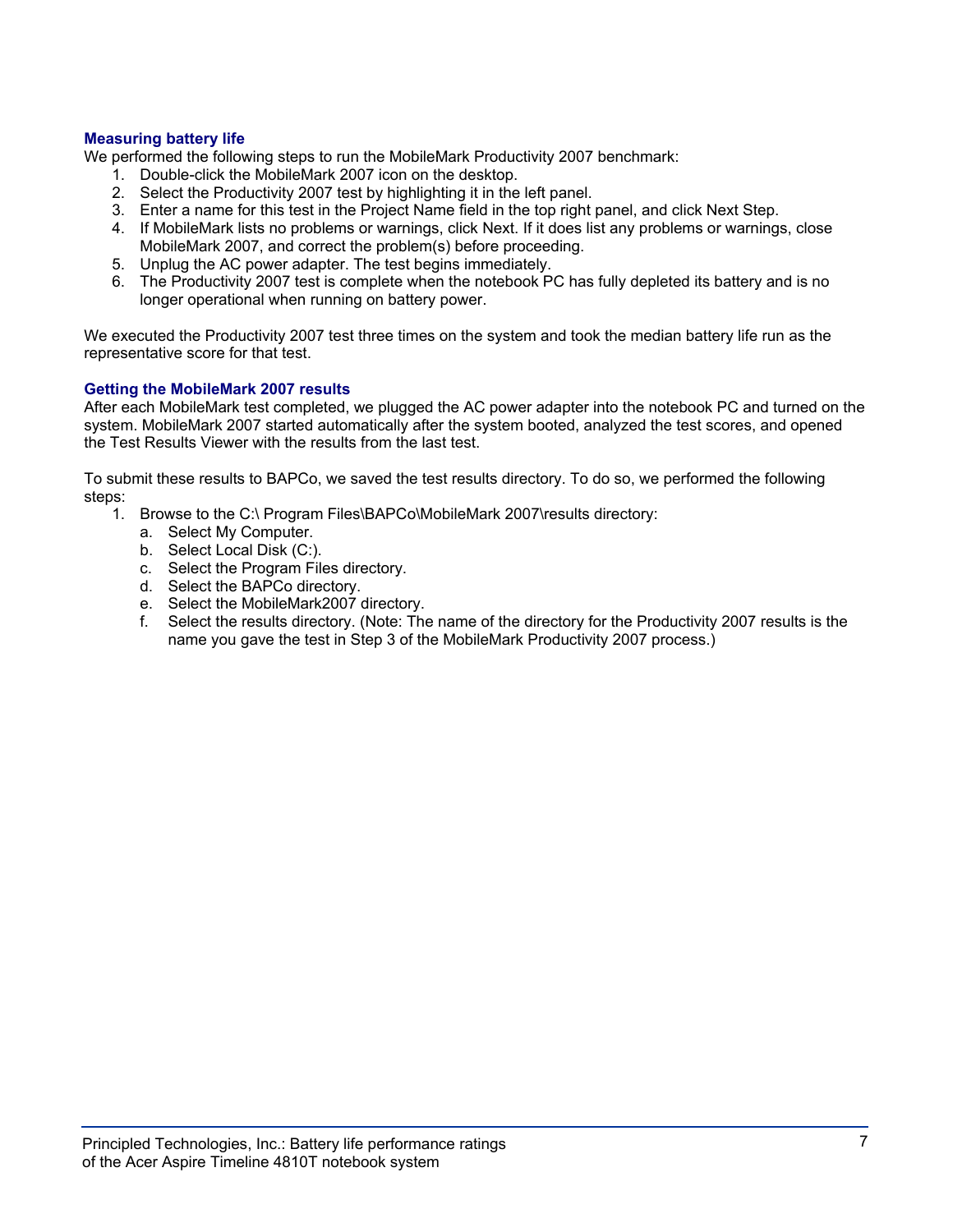### Measuring battery life

We performed the following steps to run the MobileMark Productivity 2007 benchmark:

1. Double-click the MobileMark 2007 icon on the desktop.
2. Select the Productivity 2007 test by highlighting it in the left panel.
3. Enter a name for this test in the Project Name field in the top right panel, and click Next Step.
4. If MobileMark lists no problems or warnings, click Next. If it does list any problems or warnings, close MobileMark 2007, and correct the problem(s) before proceeding.
5. Unplug the AC power adapter. The test begins immediately.
6. The Productivity 2007 test is complete when the notebook PC has fully depleted its battery and is no longer operational when running on battery power.

We executed the Productivity 2007 test three times on the system and took the median battery life run as the representative score for that test.

### Getting the MobileMark 2007 results

After each MobileMark test completed, we plugged the AC power adapter into the notebook PC and turned on the system. MobileMark 2007 started automatically after the system booted, analyzed the test scores, and opened the Test Results Viewer with the results from the last test.

To submit these results to BAPCo, we saved the test results directory. To do so, we performed the following steps:

1. Browse to the C:\ Program Files\BAPCo\MobileMark 2007\results directory:
   a. Select My Computer.
   b. Select Local Disk (C:).
   c. Select the Program Files directory.
   d. Select the BAPCo directory.
   e. Select the MobileMark2007 directory.
   f. Select the results directory. (Note: The name of the directory for the Productivity 2007 results is the name you gave the test in Step 3 of the MobileMark Productivity 2007 process.)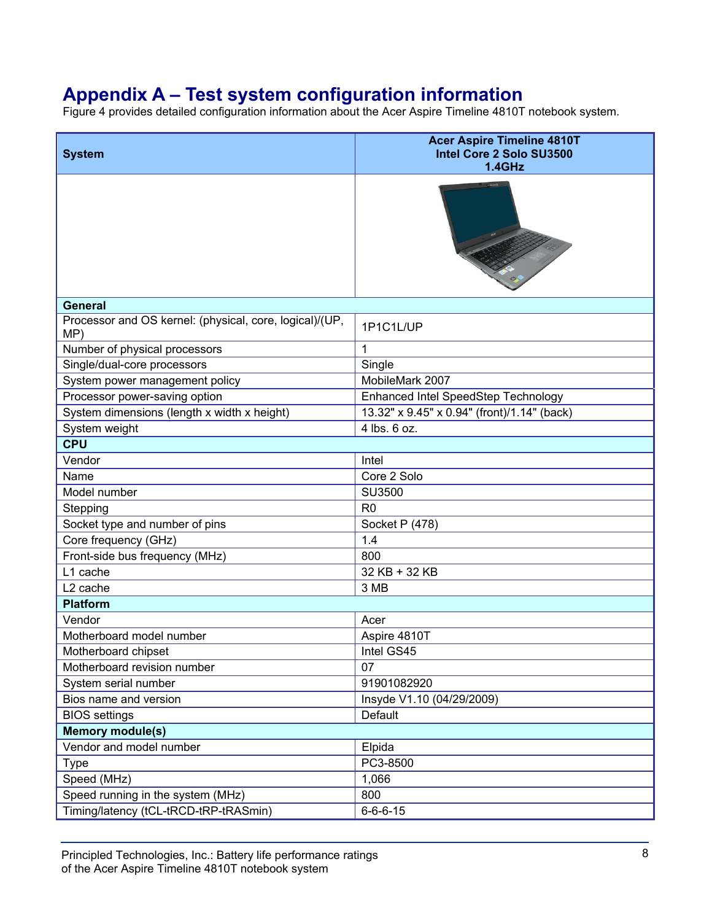# Appendix A – Test system configuration information

Figure 4 provides detailed configuration information about the Acer Aspire Timeline 4810T notebook system.

| System | Acer Aspire Timeline 4810T Intel Core 2 Solo SU3500 1.4GHz |
|---|---|
| **General** | |
| Processor and OS kernel: (physical, core, logical)/(UP, MP) | 1P1C1L/UP |
| Number of physical processors | 1 |
| Single/dual-core processors | Single |
| System power management policy | MobileMark 2007 |
| Processor power-saving option | Enhanced Intel SpeedStep Technology |
| System dimensions (length x width x height) | 13.32" x 9.45" x 0.94" (front)/1.14" (back) |
| System weight | 4 lbs. 6 oz. |
| **CPU** | |
| Vendor | Intel |
| Name | Core 2 Solo |
| Model number | SU3500 |
| Stepping | R0 |
| Socket type and number of pins | Socket P (478) |
| Core frequency (GHz) | 1.4 |
| Front-side bus frequency (MHz) | 800 |
| L1 cache | 32 KB + 32 KB |
| L2 cache | 3 MB |
| **Platform** | |
| Vendor | Acer |
| Motherboard model number | Aspire 4810T |
| Motherboard chipset | Intel GS45 |
| Motherboard revision number | 07 |
| System serial number | 91901082920 |
| Bios name and version | Insyde V1.10 (04/29/2009) |
| BIOS settings | Default |
| **Memory module(s)** | |
| Vendor and model number | Elpida |
| Type | PC3-8500 |
| Speed (MHz) | 1,066 |
| Speed running in the system (MHz) | 800 |
| Timing/latency (tCL-tRCD-tRP-tRASmin) | 6-6-6-15 |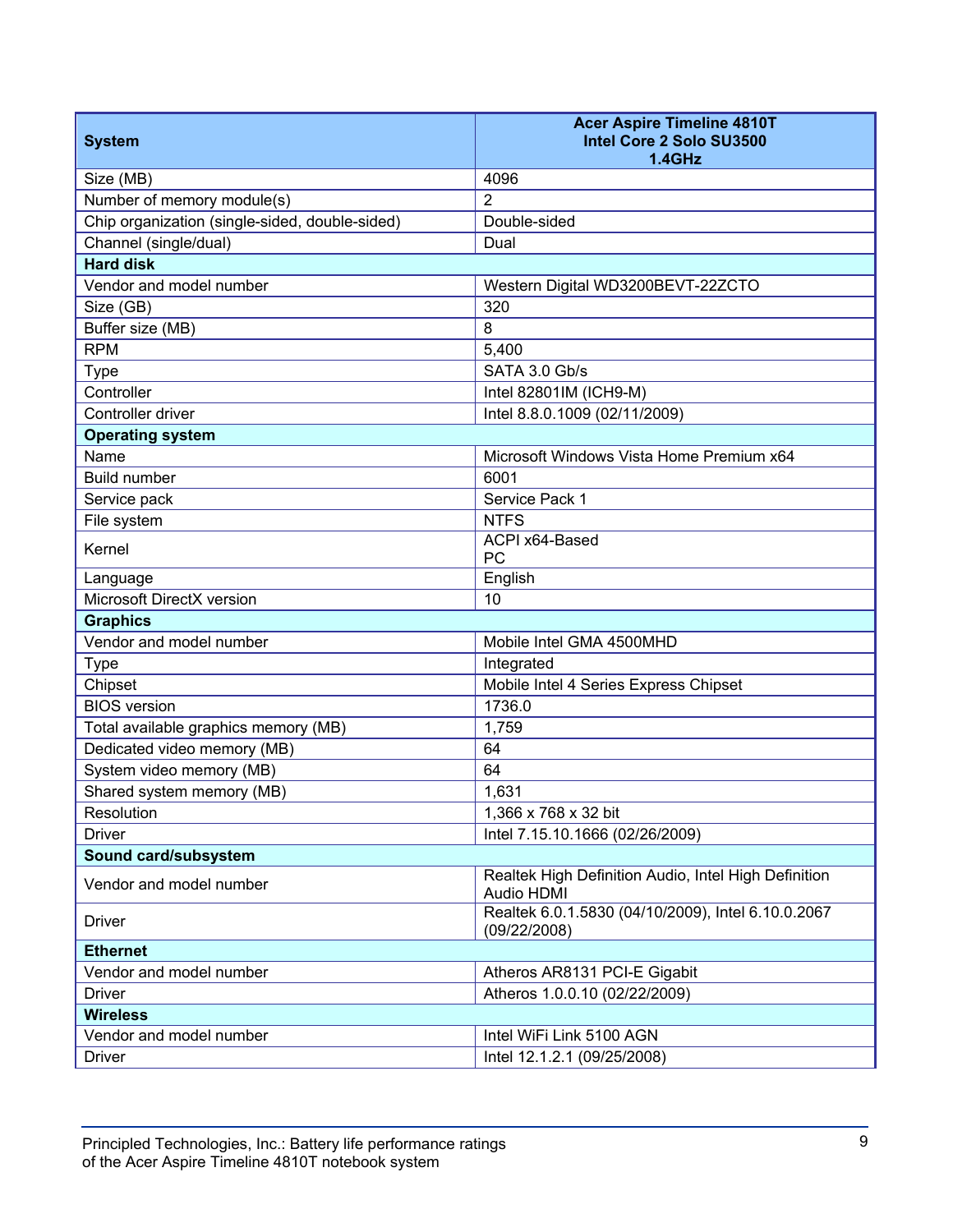| System | Acer Aspire Timeline 4810T Intel Core 2 Solo SU3500 1.4GHz |
| --- | --- |
| Size (MB) | 4096 |
| Number of memory module(s) | 2 |
| Chip organization (single-sided, double-sided) | Double-sided |
| Channel (single/dual) | Dual |
| **Hard disk** | |
| Vendor and model number | Western Digital WD3200BEVT-22ZCTO |
| Size (GB) | 320 |
| Buffer size (MB) | 8 |
| RPM | 5,400 |
| Type | SATA 3.0 Gb/s |
| Controller | Intel 82801IM (ICH9-M) |
| Controller driver | Intel 8.8.0.1009 (02/11/2009) |
| **Operating system** | |
| Name | Microsoft Windows Vista Home Premium x64 |
| Build number | 6001 |
| Service pack | Service Pack 1 |
| File system | NTFS |
| Kernel | ACPI x64-Based PC |
| Language | English |
| Microsoft DirectX version | 10 |
| **Graphics** | |
| Vendor and model number | Mobile Intel GMA 4500MHD |
| Type | Integrated |
| Chipset | Mobile Intel 4 Series Express Chipset |
| BIOS version | 1736.0 |
| Total available graphics memory (MB) | 1,759 |
| Dedicated video memory (MB) | 64 |
| System video memory (MB) | 64 |
| Shared system memory (MB) | 1,631 |
| Resolution | 1,366 x 768 x 32 bit |
| Driver | Intel 7.15.10.1666 (02/26/2009) |
| **Sound card/subsystem** | |
| Vendor and model number | Realtek High Definition Audio, Intel High Definition Audio HDMI |
| Driver | Realtek 6.0.1.5830 (04/10/2009), Intel 6.10.0.2067 (09/22/2008) |
| **Ethernet** | |
| Vendor and model number | Atheros AR8131 PCI-E Gigabit |
| Driver | Atheros 1.0.0.10 (02/22/2009) |
| **Wireless** | |
| Vendor and model number | Intel WiFi Link 5100 AGN |
| Driver | Intel 12.1.2.1 (09/25/2008) |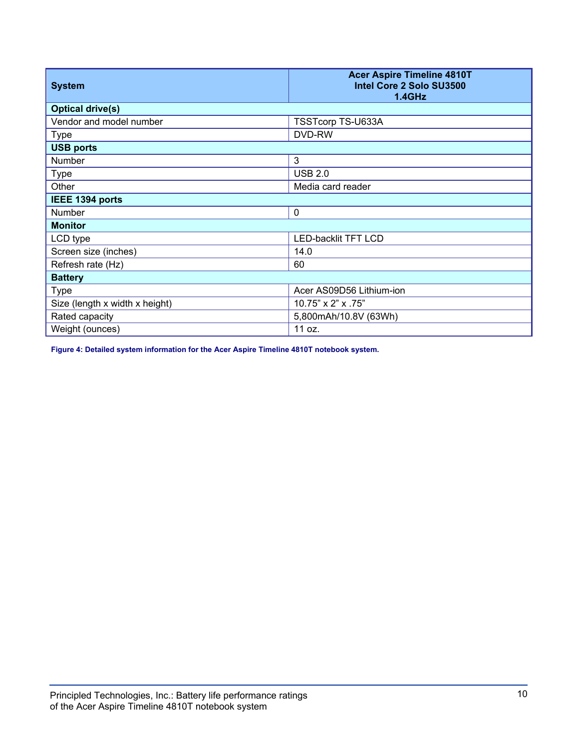| System | Acer Aspire Timeline 4810T Intel Core 2 Solo SU3500 1.4GHz |
|---|---|
| **Optical drive(s)** | |
| Vendor and model number | TSSTcorp TS-U633A |
| Type | DVD-RW |
| **USB ports** | |
| Number | 3 |
| Type | USB 2.0 |
| Other | Media card reader |
| **IEEE 1394 ports** | |
| Number | 0 |
| **Monitor** | |
| LCD type | LED-backlit TFT LCD |
| Screen size (inches) | 14.0 |
| Refresh rate (Hz) | 60 |
| **Battery** | |
| Type | Acer AS09D56 Lithium-ion |
| Size (length x width x height) | 10.75” x 2” x .75” |
| Rated capacity | 5,800mAh/10.8V (63Wh) |
| Weight (ounces) | 11 oz. |

**Figure 4: Detailed system information for the Acer Aspire Timeline 4810T notebook system.**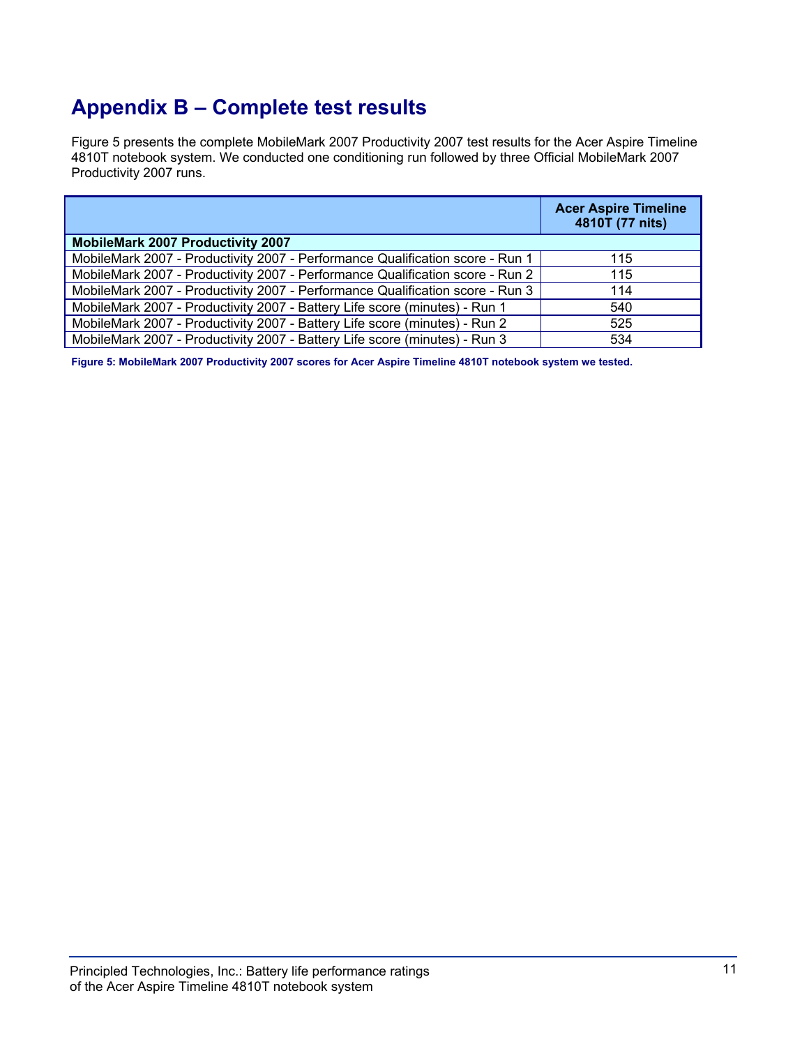# Appendix B – Complete test results

Figure 5 presents the complete MobileMark 2007 Productivity 2007 test results for the Acer Aspire Timeline 4810T notebook system. We conducted one conditioning run followed by three Official MobileMark 2007 Productivity 2007 runs.

| | Acer Aspire Timeline 4810T (77 nits) |
|---|---|
| **MobileMark 2007 Productivity 2007** | |
| MobileMark 2007 - Productivity 2007 - Performance Qualification score - Run 1 | 115 |
| MobileMark 2007 - Productivity 2007 - Performance Qualification score - Run 2 | 115 |
| MobileMark 2007 - Productivity 2007 - Performance Qualification score - Run 3 | 114 |
| MobileMark 2007 - Productivity 2007 - Battery Life score (minutes) - Run 1 | 540 |
| MobileMark 2007 - Productivity 2007 - Battery Life score (minutes) - Run 2 | 525 |
| MobileMark 2007 - Productivity 2007 - Battery Life score (minutes) - Run 3 | 534 |

**Figure 5: MobileMark 2007 Productivity 2007 scores for Acer Aspire Timeline 4810T notebook system we tested.**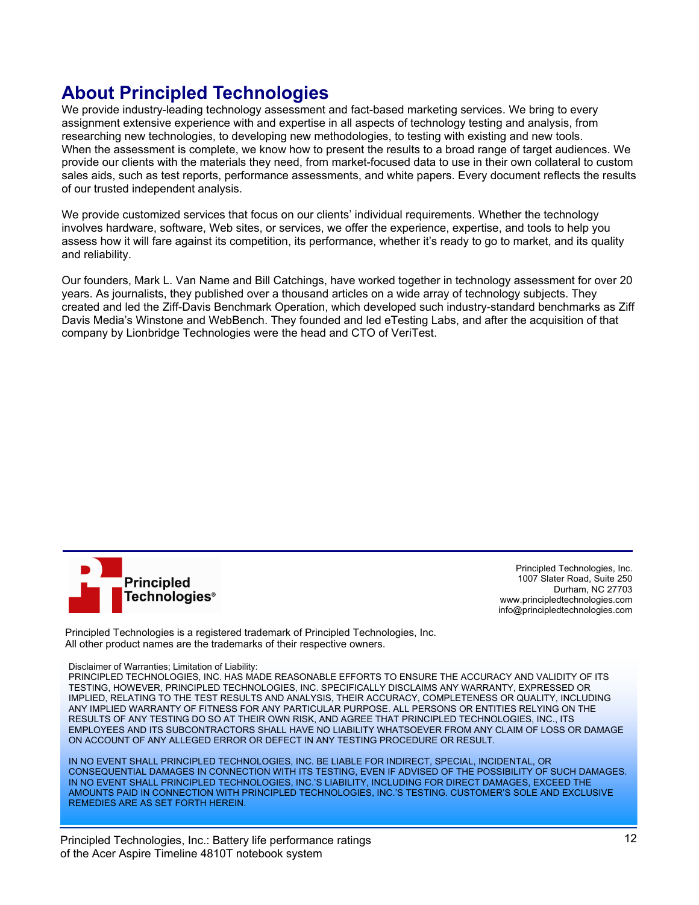# About Principled Technologies

We provide industry-leading technology assessment and fact-based marketing services. We bring to every assignment extensive experience with and expertise in all aspects of technology testing and analysis, from researching new technologies, to developing new methodologies, to testing with existing and new tools. When the assessment is complete, we know how to present the results to a broad range of target audiences. We provide our clients with the materials they need, from market-focused data to use in their own collateral to custom sales aids, such as test reports, performance assessments, and white papers. Every document reflects the results of our trusted independent analysis.

We provide customized services that focus on our clients' individual requirements. Whether the technology involves hardware, software, Web sites, or services, we offer the experience, expertise, and tools to help you assess how it will fare against its competition, its performance, whether it's ready to go to market, and its quality and reliability.

Our founders, Mark L. Van Name and Bill Catchings, have worked together in technology assessment for over 20 years. As journalists, they published over a thousand articles on a wide array of technology subjects. They created and led the Ziff-Davis Benchmark Operation, which developed such industry-standard benchmarks as Ziff Davis Media's Winstone and WebBench. They founded and led eTesting Labs, and after the acquisition of that company by Lionbridge Technologies were the head and CTO of VeriTest.

Principled Technologies®

Principled Technologies, Inc.
1007 Slater Road, Suite 250
Durham, NC 27703
www.principledtechnologies.com
info@principledtechnologies.com

Principled Technologies is a registered trademark of Principled Technologies, Inc.
All other product names are the trademarks of their respective owners.

Disclaimer of Warranties; Limitation of Liability:
PRINCIPLED TECHNOLOGIES, INC. HAS MADE REASONABLE EFFORTS TO ENSURE THE ACCURACY AND VALIDITY OF ITS TESTING, HOWEVER, PRINCIPLED TECHNOLOGIES, INC. SPECIFICALLY DISCLAIMS ANY WARRANTY, EXPRESSED OR IMPLIED, RELATING TO THE TEST RESULTS AND ANALYSIS, THEIR ACCURACY, COMPLETENESS OR QUALITY, INCLUDING ANY IMPLIED WARRANTY OF FITNESS FOR ANY PARTICULAR PURPOSE. ALL PERSONS OR ENTITIES RELYING ON THE RESULTS OF ANY TESTING DO SO AT THEIR OWN RISK, AND AGREE THAT PRINCIPLED TECHNOLOGIES, INC., ITS EMPLOYEES AND ITS SUBCONTRACTORS SHALL HAVE NO LIABILITY WHATSOEVER FROM ANY CLAIM OF LOSS OR DAMAGE ON ACCOUNT OF ANY ALLEGED ERROR OR DEFECT IN ANY TESTING PROCEDURE OR RESULT.

IN NO EVENT SHALL PRINCIPLED TECHNOLOGIES, INC. BE LIABLE FOR INDIRECT, SPECIAL, INCIDENTAL, OR CONSEQUENTIAL DAMAGES IN CONNECTION WITH ITS TESTING, EVEN IF ADVISED OF THE POSSIBILITY OF SUCH DAMAGES. IN NO EVENT SHALL PRINCIPLED TECHNOLOGIES, INC.'S LIABILITY, INCLUDING FOR DIRECT DAMAGES, EXCEED THE AMOUNTS PAID IN CONNECTION WITH PRINCIPLED TECHNOLOGIES, INC.'S TESTING. CUSTOMER'S SOLE AND EXCLUSIVE REMEDIES ARE AS SET FORTH HEREIN.